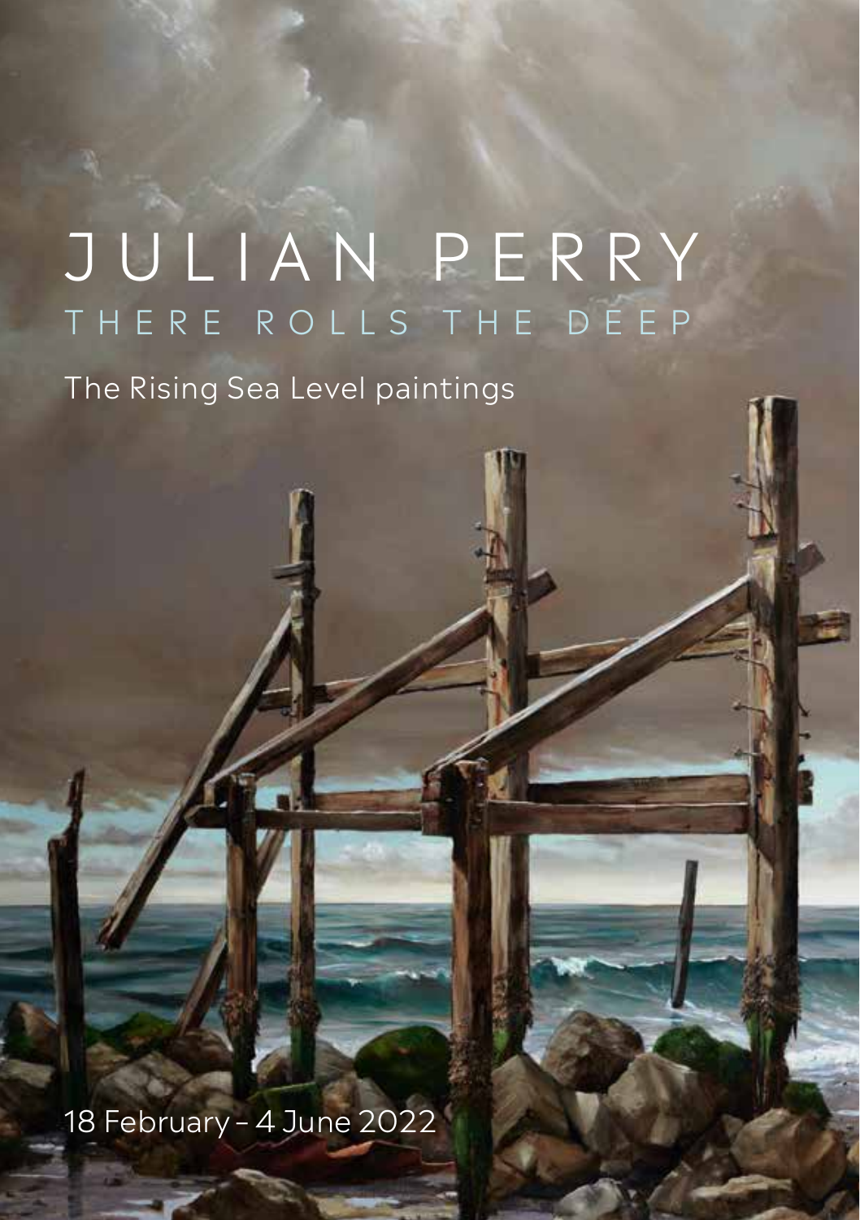# JULIAN PERRY

## THERE ROLLS THE DEEP

The Rising Sea Level paintings

18 February – 4 June 2022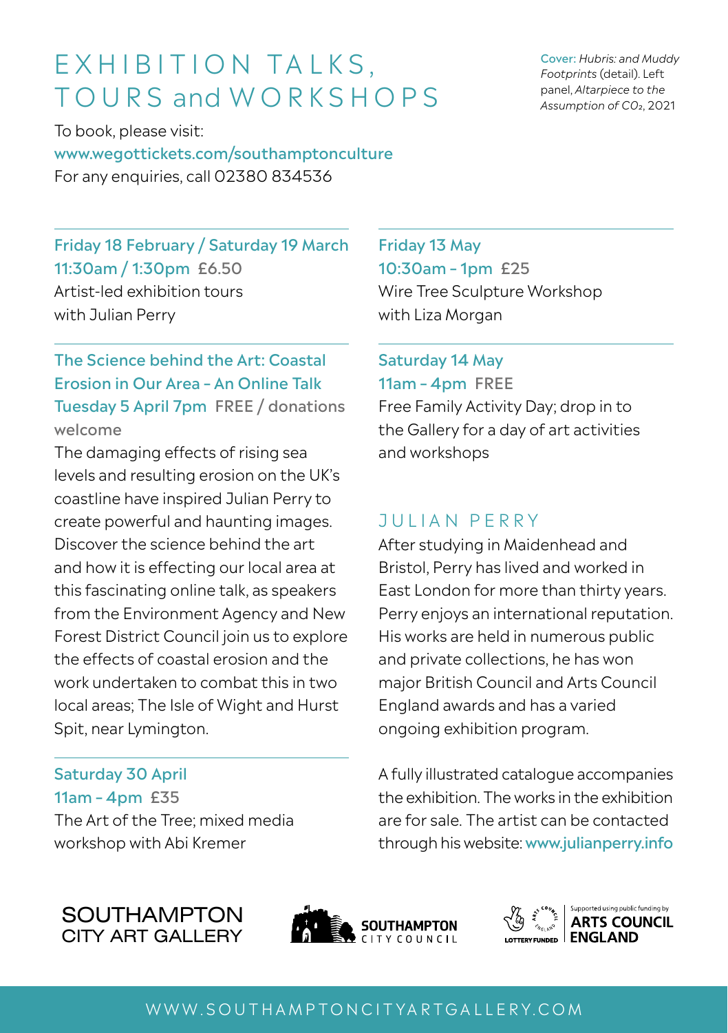# EXHIBITION TALKS, TOURS and WORKSHOPS

Cover: *Hubris: and Muddy Footprints* (detail). Left panel, *Altarpiece to the Assumption of $CO_2$*, 2021

To book, please visit:
www.wegottickets.com/southamptonculture
For any enquiries, call 02380 834536

**Friday 18 February / Saturday 19 March**
**11:30am / 1:30pm £6.50**
Artist-led exhibition tours with Julian Perry

**The Science behind the Art: Coastal Erosion in Our Area - An Online Talk**
**Tuesday 5 April 7pm FREE / donations welcome**
The damaging effects of rising sea levels and resulting erosion on the UK's coastline have inspired Julian Perry to create powerful and haunting images. Discover the science behind the art and how it is effecting our local area at this fascinating online talk, as speakers from the Environment Agency and New Forest District Council join us to explore the effects of coastal erosion and the work undertaken to combat this in two local areas; The Isle of Wight and Hurst Spit, near Lymington.

**Saturday 30 April**
**11am - 4pm £35**
The Art of the Tree; mixed media workshop with Abi Kremer

**Friday 13 May**
**10:30am - 1pm £25**
Wire Tree Sculpture Workshop with Liza Morgan

**Saturday 14 May**
**11am - 4pm FREE**
Free Family Activity Day; drop in to the Gallery for a day of art activities and workshops

## JULIAN PERRY

After studying in Maidenhead and Bristol, Perry has lived and worked in East London for more than thirty years. Perry enjoys an international reputation. His works are held in numerous public and private collections, he has won major British Council and Arts Council England awards and has a varied ongoing exhibition program.

A fully illustrated catalogue accompanies the exhibition. The works in the exhibition are for sale. The artist can be contacted through his website: www.julianperry.info

SOUTHAMPTON CITY ART GALLERY

SOUTHAMPTON CITY COUNCIL

LOTTERY FUNDED — Supported using public funding by ARTS COUNCIL ENGLAND

WWW.SOUTHAMPTONCITYARTGALLERY.COM